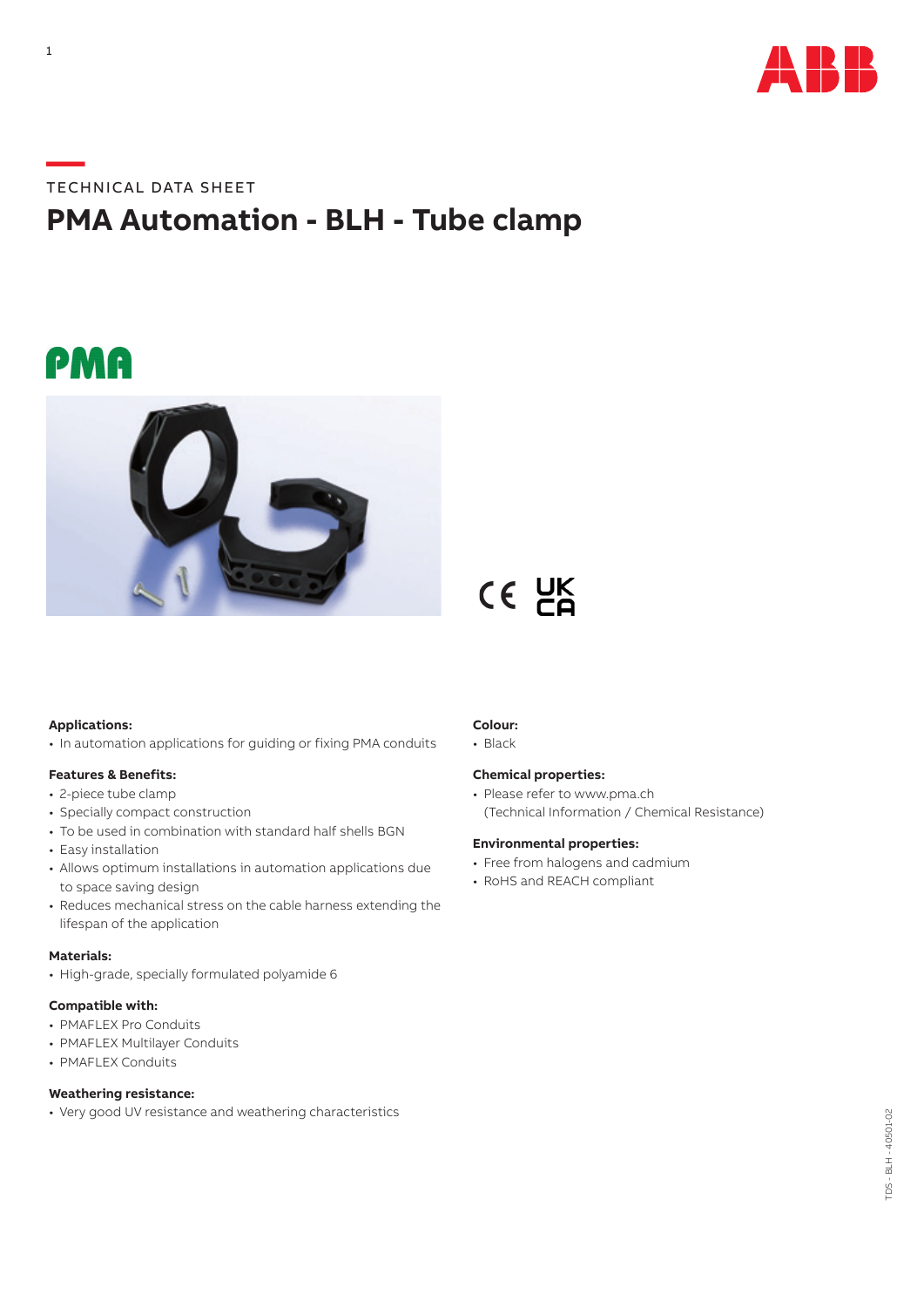TECHNICAL DATA SHEET

# PMA Automation - BLH - Tube clamp

**Applications:**
- In automation applications for guiding or fixing PMA conduits

**Features & Benefits:**
- 2-piece tube clamp
- Specially compact construction
- To be used in combination with standard half shells BGN
- Easy installation
- Allows optimum installations in automation applications due to space saving design
- Reduces mechanical stress on the cable harness extending the lifespan of the application

**Materials:**
- High-grade, specially formulated polyamide 6

**Compatible with:**
- PMAFLEX Pro Conduits
- PMAFLEX Multilayer Conduits
- PMAFLEX Conduits

**Weathering resistance:**
- Very good UV resistance and weathering characteristics

**Colour:**
- Black

**Chemical properties:**
- Please refer to www.pma.ch (Technical Information / Chemical Resistance)

**Environmental properties:**
- Free from halogens and cadmium
- RoHS and REACH compliant

TDS - BLH - 40501-02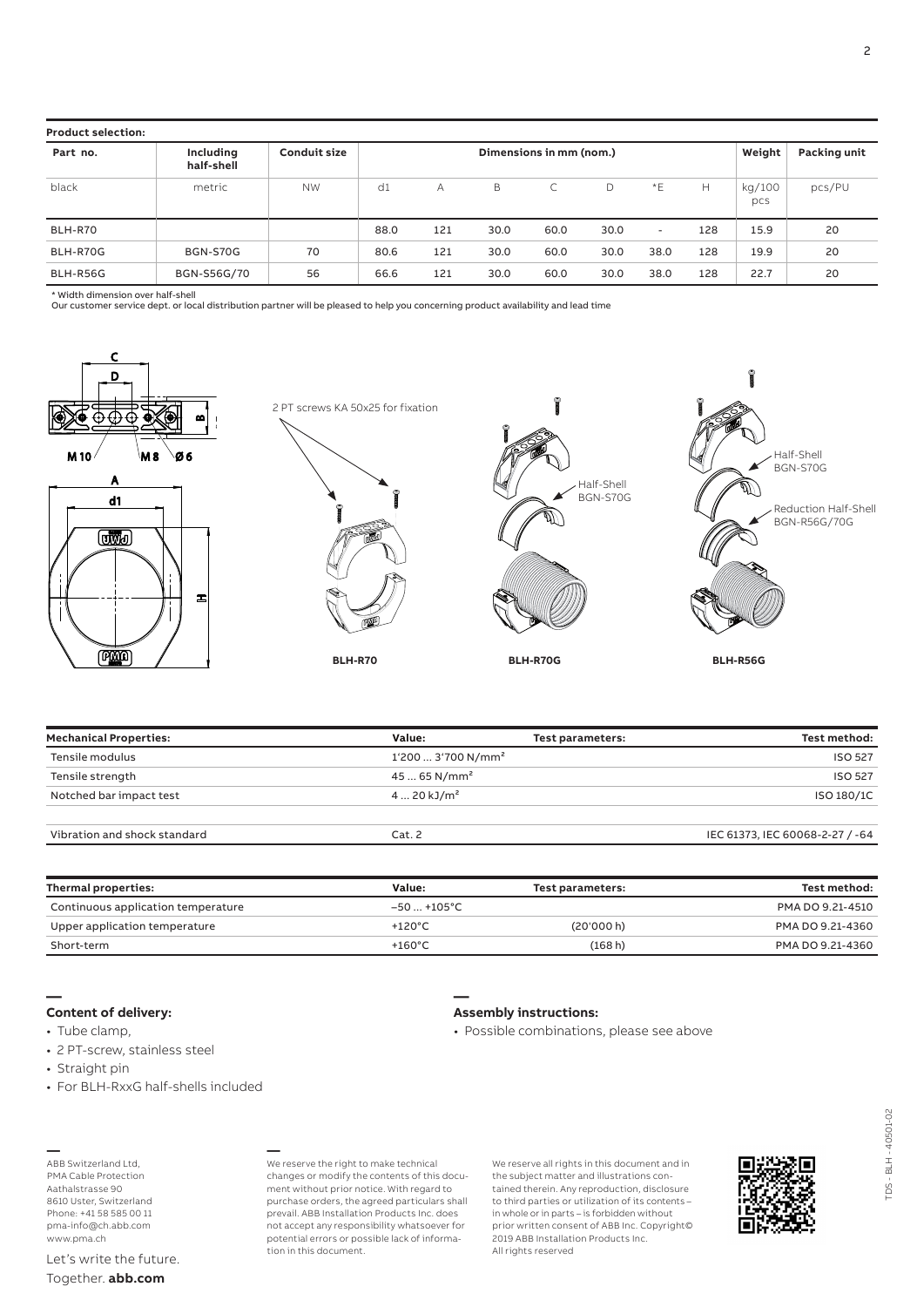**Product selection:**

| Part no. | Including half-shell | Conduit size | Dimensions in mm (nom.) | | | | | | | Weight | Packing unit |
|---|---|---|---|---|---|---|---|---|---|---|---|
| black | metric | NW | d1 | A | B | C | D | *E | H | kg/100 pcs | pcs/PU |
| BLH-R70 | | | 88.0 | 121 | 30.0 | 60.0 | 30.0 | - | 128 | 15.9 | 20 |
| BLH-R70G | BGN-S70G | 70 | 80.6 | 121 | 30.0 | 60.0 | 30.0 | 38.0 | 128 | 19.9 | 20 |
| BLH-R56G | BGN-S56G/70 | 56 | 66.6 | 121 | 30.0 | 60.0 | 30.0 | 38.0 | 128 | 22.7 | 20 |

* Width dimension over half-shell
Our customer service dept. or local distribution partner will be pleased to help you concerning product availability and lead time

C
D
B
M 10
M 8
Ø 6
A
d1
H

2 PT screws KA 50x25 for fixation

Half-Shell BGN-S70G

Half-Shell BGN-S70G

Reduction Half-Shell BGN-R56G/70G

BLH-R70

BLH-R70G

BLH-R56G

| Mechanical Properties: | Value: | Test parameters: | Test method: |
|---|---|---|---|
| Tensile modulus | 1'200 ... 3'700 N/mm² | | ISO 527 |
| Tensile strength | 45 ... 65 N/mm² | | ISO 527 |
| Notched bar impact test | 4 ... 20 kJ/m² | | ISO 180/1C |
| Vibration and shock standard | Cat. 2 | | IEC 61373, IEC 60068-2-27 / -64 |

| Thermal properties: | Value: | Test parameters: | Test method: |
|---|---|---|---|
| Continuous application temperature | –50 ... +105°C | | PMA DO 9.21-4510 |
| Upper application temperature | +120°C | (20'000 h) | PMA DO 9.21-4360 |
| Short-term | +160°C | (168 h) | PMA DO 9.21-4360 |

## Content of delivery:

- Tube clamp,
- 2 PT-screw, stainless steel
- Straight pin
- For BLH-RxxG half-shells included

## Assembly instructions:

- Possible combinations, please see above

ABB Switzerland Ltd,
PMA Cable Protection
Aathalstrasse 90
8610 Uster, Switzerland
Phone: +41 58 585 00 11
pma-info@ch.abb.com
www.pma.ch

Let's write the future.
Together. **abb.com**

We reserve the right to make technical changes or modify the contents of this document without prior notice. With regard to purchase orders, the agreed particulars shall prevail. ABB Installation Products Inc. does not accept any responsibility whatsoever for potential errors or possible lack of information in this document.

We reserve all rights in this document and in the subject matter and illustrations contained therein. Any reproduction, disclosure to third parties or utilization of its contents – in whole or in parts – is forbidden without prior written consent of ABB Inc. Copyright© 2019 ABB Installation Products Inc.
All rights reserved

TDS - BLH - 40501-02